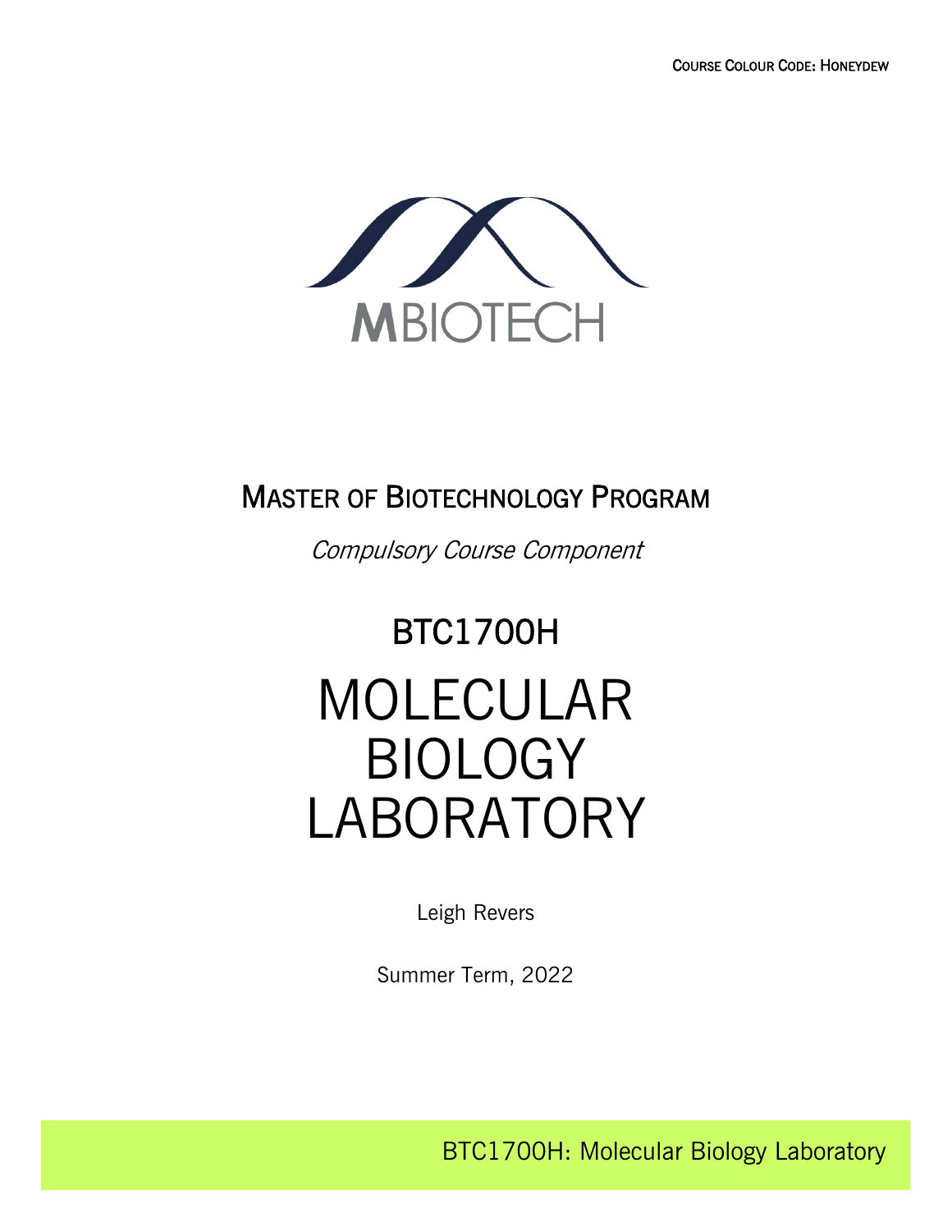Course Colour Code: Honeydew

MBIOTECH

## Master of Biotechnology Program

*Compulsory Course Component*

## BTC1700H

# MOLECULAR BIOLOGY LABORATORY

Leigh Revers

Summer Term, 2022

BTC1700H: Molecular Biology Laboratory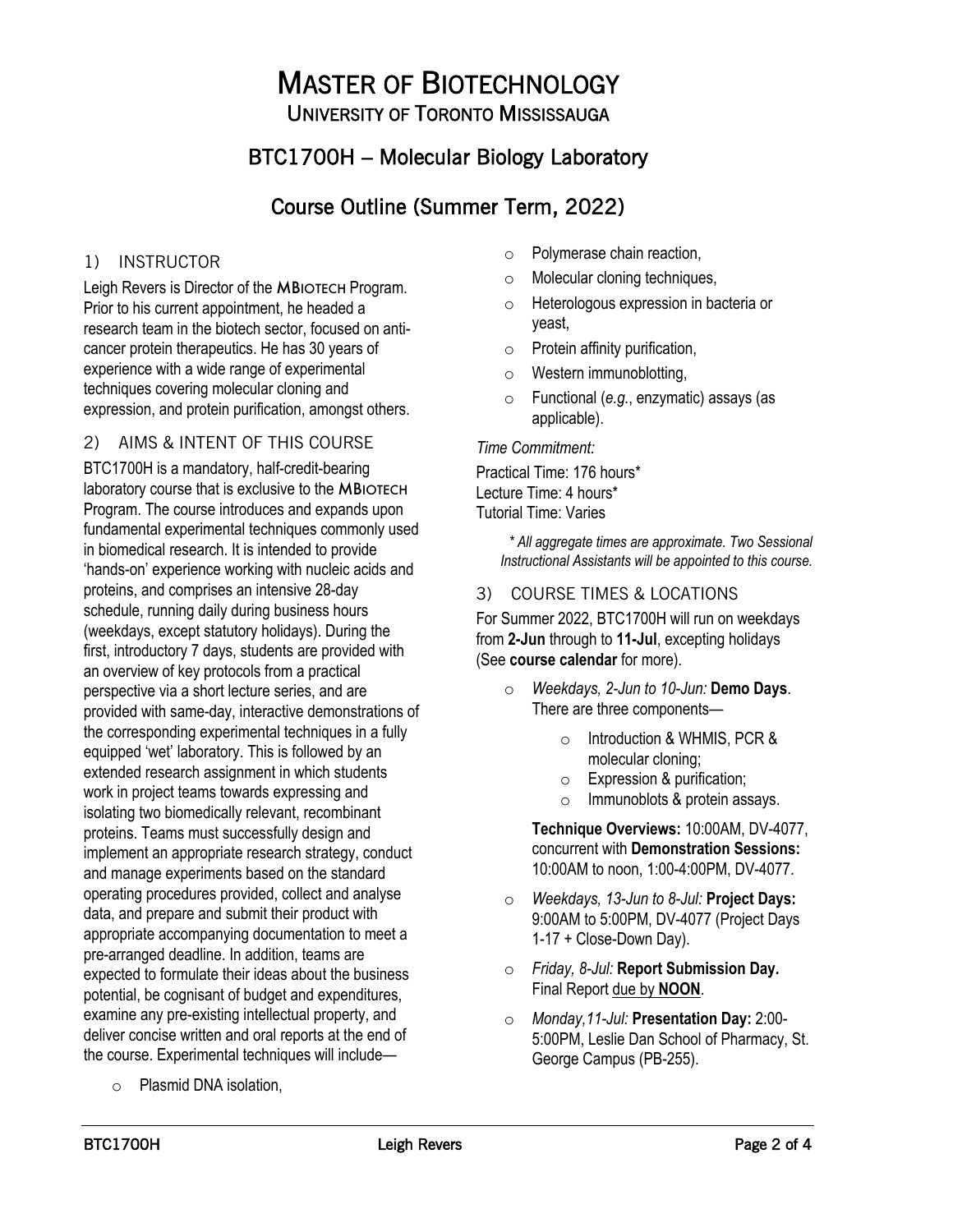# MASTER OF BIOTECHNOLOGY

## UNIVERSITY OF TORONTO MISSISSAUGA

## BTC1700H – Molecular Biology Laboratory

## Course Outline (Summer Term, 2022)

### 1) INSTRUCTOR

Leigh Revers is Director of the MBIOTECH Program. Prior to his current appointment, he headed a research team in the biotech sector, focused on anti-cancer protein therapeutics. He has 30 years of experience with a wide range of experimental techniques covering molecular cloning and expression, and protein purification, amongst others.

### 2) AIMS & INTENT OF THIS COURSE

BTC1700H is a mandatory, half-credit-bearing laboratory course that is exclusive to the MBIOTECH Program. The course introduces and expands upon fundamental experimental techniques commonly used in biomedical research. It is intended to provide 'hands-on' experience working with nucleic acids and proteins, and comprises an intensive 28-day schedule, running daily during business hours (weekdays, except statutory holidays). During the first, introductory 7 days, students are provided with an overview of key protocols from a practical perspective via a short lecture series, and are provided with same-day, interactive demonstrations of the corresponding experimental techniques in a fully equipped 'wet' laboratory. This is followed by an extended research assignment in which students work in project teams towards expressing and isolating two biomedically relevant, recombinant proteins. Teams must successfully design and implement an appropriate research strategy, conduct and manage experiments based on the standard operating procedures provided, collect and analyse data, and prepare and submit their product with appropriate accompanying documentation to meet a pre-arranged deadline. In addition, teams are expected to formulate their ideas about the business potential, be cognisant of budget and expenditures, examine any pre-existing intellectual property, and deliver concise written and oral reports at the end of the course. Experimental techniques will include—

- Plasmid DNA isolation,
- Polymerase chain reaction,
- Molecular cloning techniques,
- Heterologous expression in bacteria or yeast,
- Protein affinity purification,
- Western immunoblotting,
- Functional (*e.g.*, enzymatic) assays (as applicable).

*Time Commitment:*

Practical Time: 176 hours*
Lecture Time: 4 hours*
Tutorial Time: Varies

*\* All aggregate times are approximate. Two Sessional Instructional Assistants will be appointed to this course.*

### 3) COURSE TIMES & LOCATIONS

For Summer 2022, BTC1700H will run on weekdays from **2-Jun** through to **11-Jul**, excepting holidays (See **course calendar** for more).

- *Weekdays, 2-Jun to 10-Jun:* **Demo Days**. There are three components—
  - Introduction & WHMIS, PCR & molecular cloning;
  - Expression & purification;
  - Immunoblots & protein assays.

  **Technique Overviews:** 10:00AM, DV-4077, concurrent with **Demonstration Sessions:** 10:00AM to noon, 1:00-4:00PM, DV-4077.

- *Weekdays, 13-Jun to 8-Jul:* **Project Days:** 9:00AM to 5:00PM, DV-4077 (Project Days 1-17 + Close-Down Day).
- *Friday, 8-Jul:* **Report Submission Day.** Final Report due by **NOON**.
- *Monday,11-Jul:* **Presentation Day:** 2:00-5:00PM, Leslie Dan School of Pharmacy, St. George Campus (PB-255).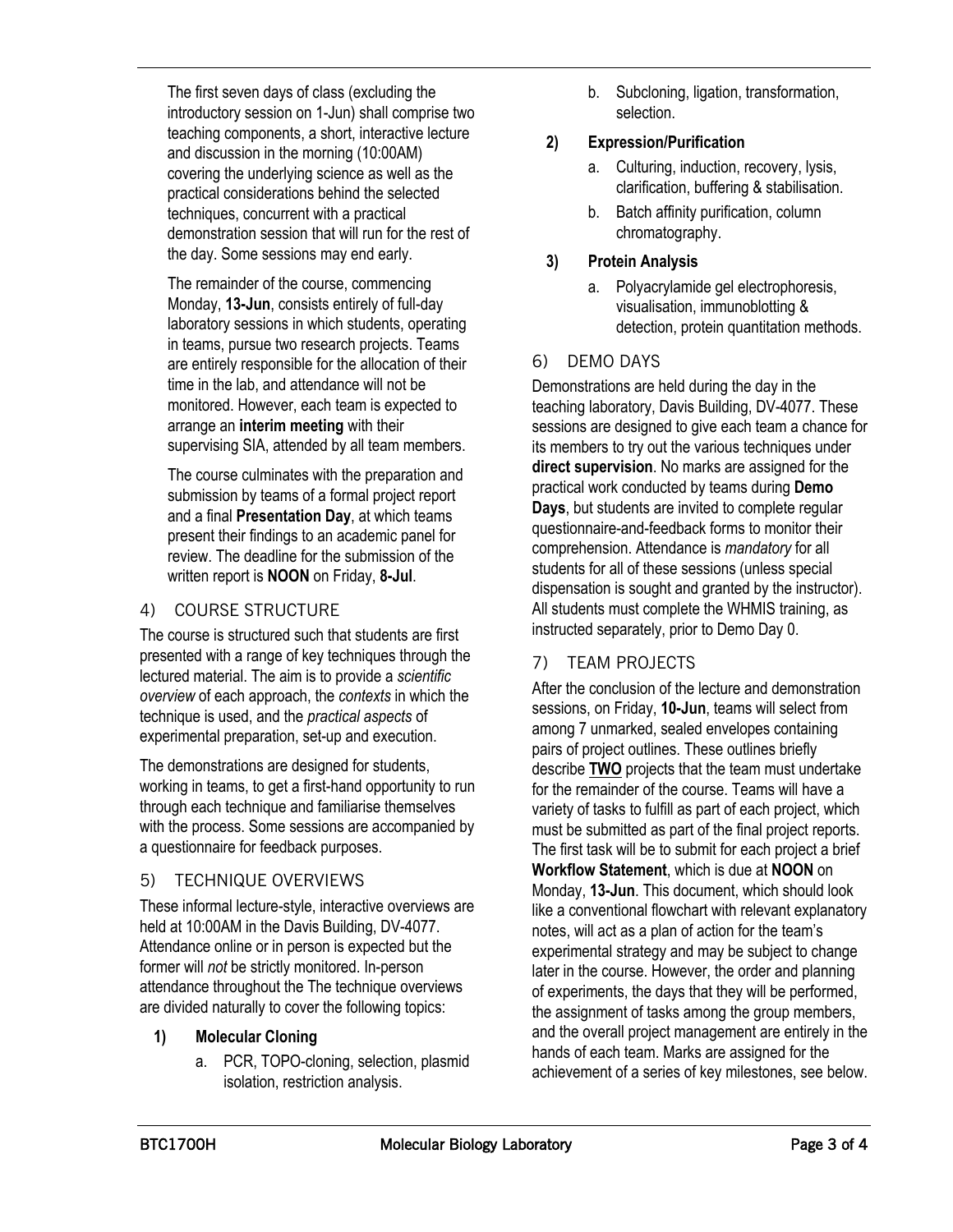The first seven days of class (excluding the introductory session on 1-Jun) shall comprise two teaching components, a short, interactive lecture and discussion in the morning (10:00AM) covering the underlying science as well as the practical considerations behind the selected techniques, concurrent with a practical demonstration session that will run for the rest of the day. Some sessions may end early.

The remainder of the course, commencing Monday, **13-Jun**, consists entirely of full-day laboratory sessions in which students, operating in teams, pursue two research projects. Teams are entirely responsible for the allocation of their time in the lab, and attendance will not be monitored. However, each team is expected to arrange an **interim meeting** with their supervising SIA, attended by all team members.

The course culminates with the preparation and submission by teams of a formal project report and a final **Presentation Day**, at which teams present their findings to an academic panel for review. The deadline for the submission of the written report is **NOON** on Friday, **8-Jul**.

## 4) COURSE STRUCTURE

The course is structured such that students are first presented with a range of key techniques through the lectured material. The aim is to provide a *scientific overview* of each approach, the *contexts* in which the technique is used, and the *practical aspects* of experimental preparation, set-up and execution.

The demonstrations are designed for students, working in teams, to get a first-hand opportunity to run through each technique and familiarise themselves with the process. Some sessions are accompanied by a questionnaire for feedback purposes.

## 5) TECHNIQUE OVERVIEWS

These informal lecture-style, interactive overviews are held at 10:00AM in the Davis Building, DV-4077. Attendance online or in person is expected but the former will *not* be strictly monitored. In-person attendance throughout the The technique overviews are divided naturally to cover the following topics:

1) **Molecular Cloning**
    a. PCR, TOPO-cloning, selection, plasmid isolation, restriction analysis.
    b. Subcloning, ligation, transformation, selection.
2) **Expression/Purification**
    a. Culturing, induction, recovery, lysis, clarification, buffering & stabilisation.
    b. Batch affinity purification, column chromatography.
3) **Protein Analysis**
    a. Polyacrylamide gel electrophoresis, visualisation, immunoblotting & detection, protein quantitation methods.

## 6) DEMO DAYS

Demonstrations are held during the day in the teaching laboratory, Davis Building, DV-4077. These sessions are designed to give each team a chance for its members to try out the various techniques under **direct supervision**. No marks are assigned for the practical work conducted by teams during **Demo Days**, but students are invited to complete regular questionnaire-and-feedback forms to monitor their comprehension. Attendance is *mandatory* for all students for all of these sessions (unless special dispensation is sought and granted by the instructor). All students must complete the WHMIS training, as instructed separately, prior to Demo Day 0.

## 7) TEAM PROJECTS

After the conclusion of the lecture and demonstration sessions, on Friday, **10-Jun**, teams will select from among 7 unmarked, sealed envelopes containing pairs of project outlines. These outlines briefly describe **<u>TWO</u>** projects that the team must undertake for the remainder of the course. Teams will have a variety of tasks to fulfill as part of each project, which must be submitted as part of the final project reports. The first task will be to submit for each project a brief **Workflow Statement**, which is due at **NOON** on Monday, **13-Jun**. This document, which should look like a conventional flowchart with relevant explanatory notes, will act as a plan of action for the team's experimental strategy and may be subject to change later in the course. However, the order and planning of experiments, the days that they will be performed, the assignment of tasks among the group members, and the overall project management are entirely in the hands of each team. Marks are assigned for the achievement of a series of key milestones, see below.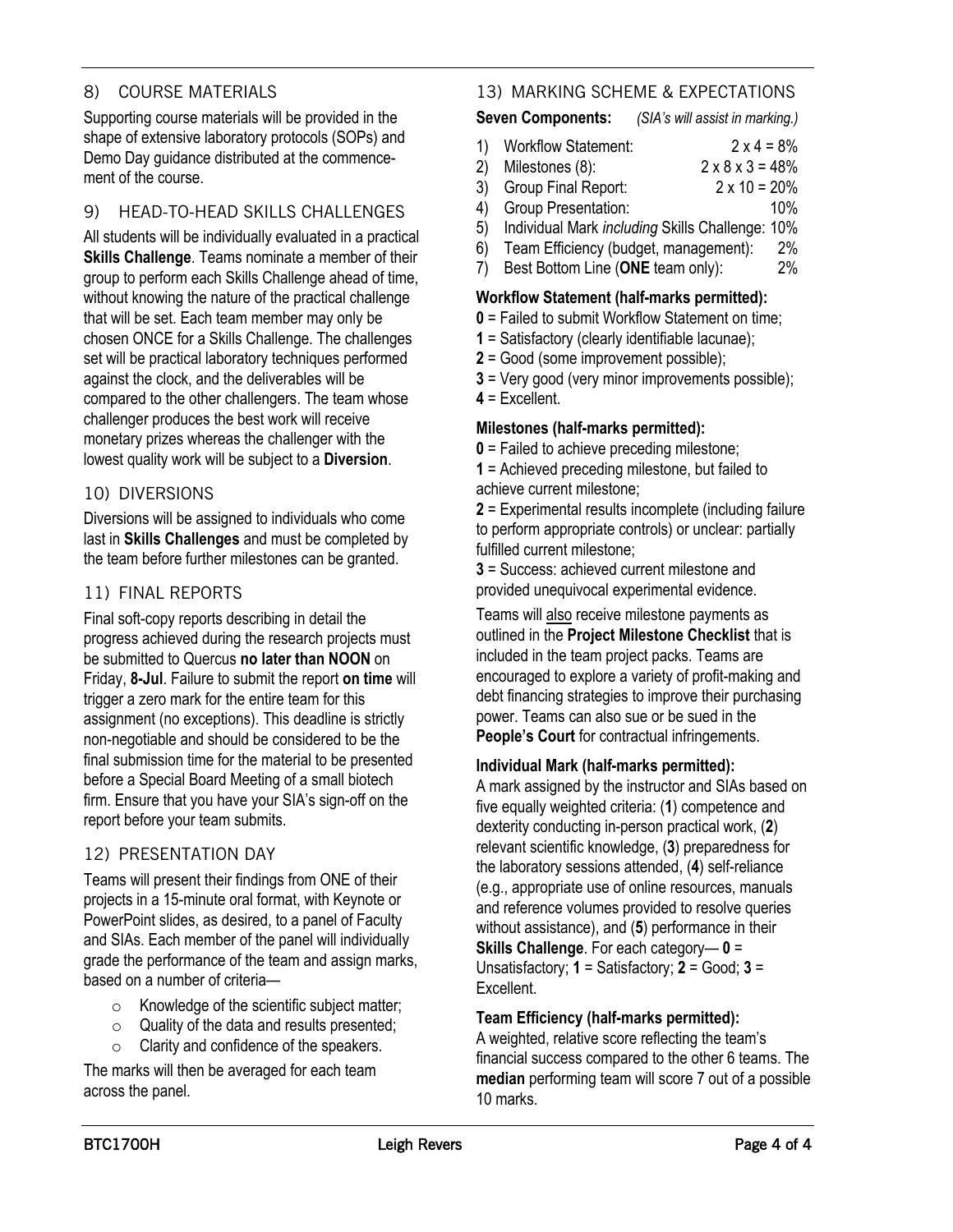## 8) COURSE MATERIALS

Supporting course materials will be provided in the shape of extensive laboratory protocols (SOPs) and Demo Day guidance distributed at the commencement of the course.

## 9) HEAD-TO-HEAD SKILLS CHALLENGES

All students will be individually evaluated in a practical **Skills Challenge**. Teams nominate a member of their group to perform each Skills Challenge ahead of time, without knowing the nature of the practical challenge that will be set. Each team member may only be chosen ONCE for a Skills Challenge. The challenges set will be practical laboratory techniques performed against the clock, and the deliverables will be compared to the other challengers. The team whose challenger produces the best work will receive monetary prizes whereas the challenger with the lowest quality work will be subject to a **Diversion**.

## 10) DIVERSIONS

Diversions will be assigned to individuals who come last in **Skills Challenges** and must be completed by the team before further milestones can be granted.

## 11) FINAL REPORTS

Final soft-copy reports describing in detail the progress achieved during the research projects must be submitted to Quercus **no later than NOON** on Friday, **8-Jul**. Failure to submit the report **on time** will trigger a zero mark for the entire team for this assignment (no exceptions). This deadline is strictly non-negotiable and should be considered to be the final submission time for the material to be presented before a Special Board Meeting of a small biotech firm. Ensure that you have your SIA's sign-off on the report before your team submits.

## 12) PRESENTATION DAY

Teams will present their findings from ONE of their projects in a 15-minute oral format, with Keynote or PowerPoint slides, as desired, to a panel of Faculty and SIAs. Each member of the panel will individually grade the performance of the team and assign marks, based on a number of criteria—

- Knowledge of the scientific subject matter;
- Quality of the data and results presented;
- Clarity and confidence of the speakers.

The marks will then be averaged for each team across the panel.

## 13) MARKING SCHEME & EXPECTATIONS

**Seven Components:** *(SIA's will assist in marking.)*

1) Workflow Statement: 2 x 4 = 8%
2) Milestones (8): 2 x 8 x 3 = 48%
3) Group Final Report: 2 x 10 = 20%
4) Group Presentation: 10%
5) Individual Mark *including* Skills Challenge: 10%
6) Team Efficiency (budget, management): 2%
7) Best Bottom Line (**ONE** team only): 2%

**Workflow Statement (half-marks permitted):**

**0** = Failed to submit Workflow Statement on time;
**1** = Satisfactory (clearly identifiable lacunae);
**2** = Good (some improvement possible);
**3** = Very good (very minor improvements possible);
**4** = Excellent.

**Milestones (half-marks permitted):**

**0** = Failed to achieve preceding milestone;
**1** = Achieved preceding milestone, but failed to achieve current milestone;
**2** = Experimental results incomplete (including failure to perform appropriate controls) or unclear: partially fulfilled current milestone;
**3** = Success: achieved current milestone and provided unequivocal experimental evidence.

Teams will also receive milestone payments as outlined in the **Project Milestone Checklist** that is included in the team project packs. Teams are encouraged to explore a variety of profit-making and debt financing strategies to improve their purchasing power. Teams can also sue or be sued in the **People's Court** for contractual infringements.

**Individual Mark (half-marks permitted):**
A mark assigned by the instructor and SIAs based on five equally weighted criteria: (**1**) competence and dexterity conducting in-person practical work, (**2**) relevant scientific knowledge, (**3**) preparedness for the laboratory sessions attended, (**4**) self-reliance (e.g., appropriate use of online resources, manuals and reference volumes provided to resolve queries without assistance), and (**5**) performance in their **Skills Challenge**. For each category— **0** = Unsatisfactory; **1** = Satisfactory; **2** = Good; **3** = Excellent.

**Team Efficiency (half-marks permitted):**
A weighted, relative score reflecting the team's financial success compared to the other 6 teams. The **median** performing team will score 7 out of a possible 10 marks.